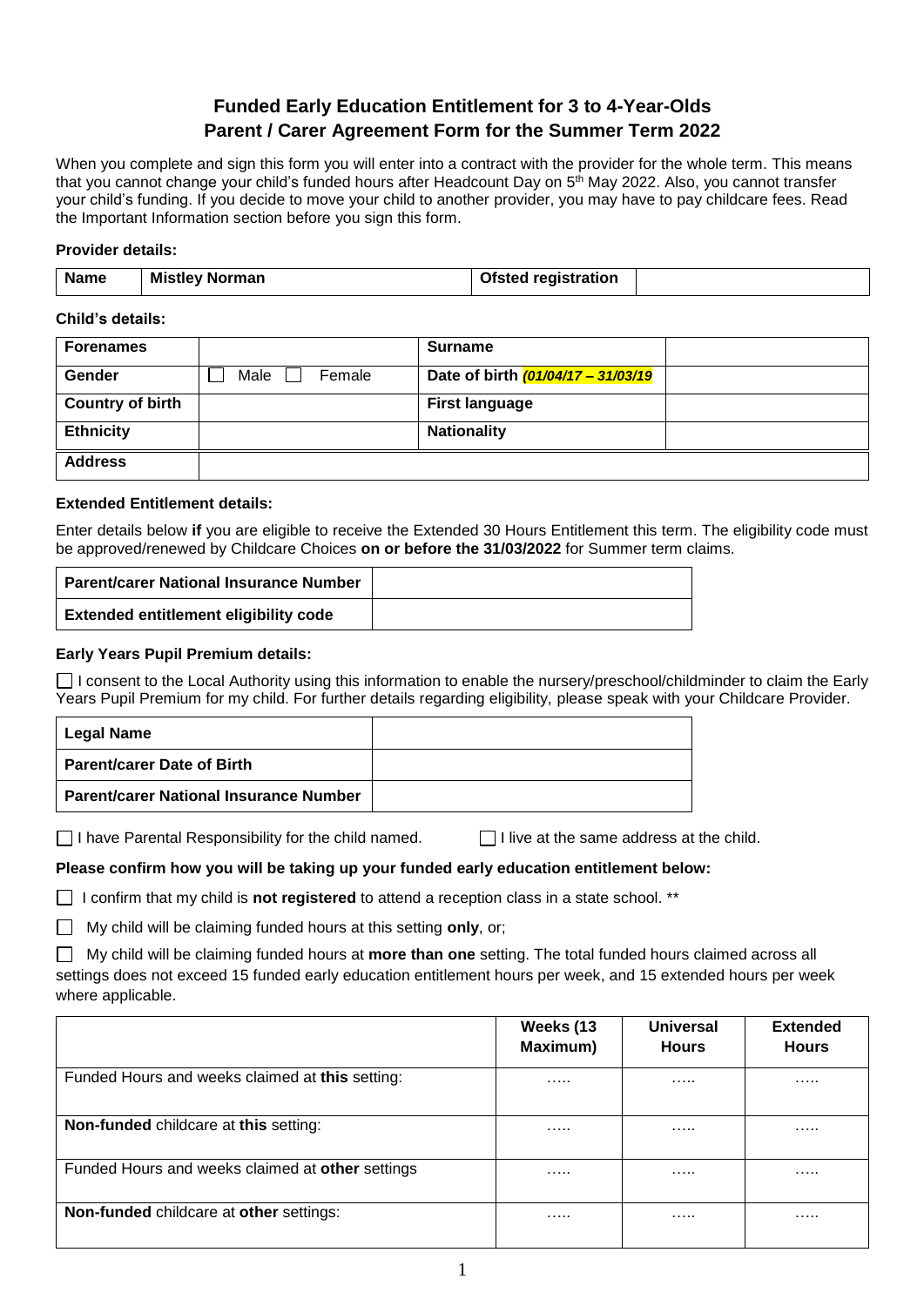# Funded Early Education Entitlement for 3 to 4-Year-Olds
## Parent / Carer Agreement Form for the Summer Term 2022

When you complete and sign this form you will enter into a contract with the provider for the whole term. This means that you cannot change your child's funded hours after Headcount Day on 5th May 2022. Also, you cannot transfer your child's funding. If you decide to move your child to another provider, you may have to pay childcare fees. Read the Important Information section before you sign this form.

**Provider details:**

| **Name** | **Mistley Norman** | **Ofsted registration** | |
|---|---|---|---|

**Child's details:**

| **Forenames** | | **Surname** | |
|---|---|---|---|
| **Gender** | ☐ Male ☐ Female | **Date of birth** ***(01/04/17 – 31/03/19*** | |
| **Country of birth** | | **First language** | |
| **Ethnicity** | | **Nationality** | |
| **Address** | | | |

**Extended Entitlement details:**

Enter details below **if** you are eligible to receive the Extended 30 Hours Entitlement this term. The eligibility code must be approved/renewed by Childcare Choices **on or before the 31/03/2022** for Summer term claims.

| **Parent/carer National Insurance Number** | |
|---|---|
| **Extended entitlement eligibility code** | |

**Early Years Pupil Premium details:**

☐ I consent to the Local Authority using this information to enable the nursery/preschool/childminder to claim the Early Years Pupil Premium for my child. For further details regarding eligibility, please speak with your Childcare Provider.

| **Legal Name** | |
|---|---|
| **Parent/carer Date of Birth** | |
| **Parent/carer National Insurance Number** | |

☐ I have Parental Responsibility for the child named. ☐ I live at the same address at the child.

**Please confirm how you will be taking up your funded early education entitlement below:**

☐ I confirm that my child is **not registered** to attend a reception class in a state school. **

☐ My child will be claiming funded hours at this setting **only**, or;

☐ My child will be claiming funded hours at **more than one** setting. The total funded hours claimed across all settings does not exceed 15 funded early education entitlement hours per week, and 15 extended hours per week where applicable.

| | **Weeks (13 Maximum)** | **Universal Hours** | **Extended Hours** |
|---|---|---|---|
| Funded Hours and weeks claimed at **this** setting: | ….. | ….. | ….. |
| **Non-funded** childcare at **this** setting: | ….. | ….. | ….. |
| Funded Hours and weeks claimed at **other** settings | ….. | ….. | ….. |
| **Non-funded** childcare at **other** settings: | ….. | ….. | ….. |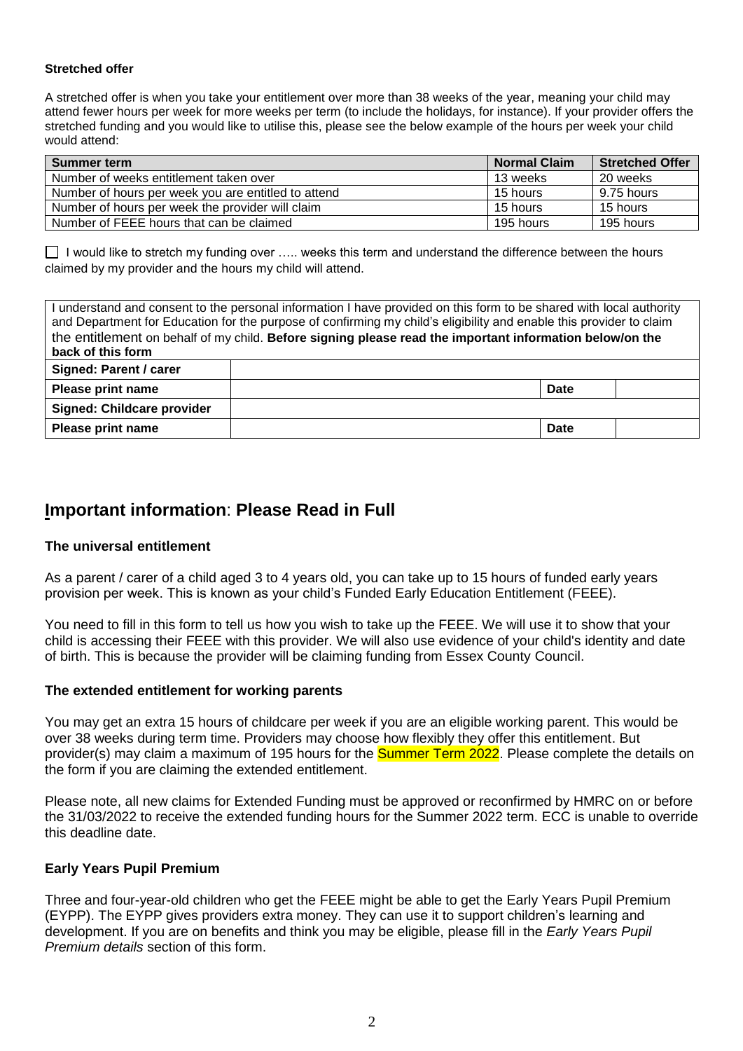**Stretched offer**

A stretched offer is when you take your entitlement over more than 38 weeks of the year, meaning your child may attend fewer hours per week for more weeks per term (to include the holidays, for instance). If your provider offers the stretched funding and you would like to utilise this, please see the below example of the hours per week your child would attend:

| Summer term | Normal Claim | Stretched Offer |
|---|---|---|
| Number of weeks entitlement taken over | 13 weeks | 20 weeks |
| Number of hours per week you are entitled to attend | 15 hours | 9.75 hours |
| Number of hours per week the provider will claim | 15 hours | 15 hours |
| Number of FEEE hours that can be claimed | 195 hours | 195 hours |

☐ I would like to stretch my funding over ….. weeks this term and understand the difference between the hours claimed by my provider and the hours my child will attend.

| | | | |
|---|---|---|---|
| I understand and consent to the personal information I have provided on this form to be shared with local authority and Department for Education for the purpose of confirming my child's eligibility and enable this provider to claim the entitlement on behalf of my child. **Before signing please read the important information below/on the back of this form** | | | |
| **Signed: Parent / carer** | | | |
| **Please print name** | | **Date** | |
| **Signed: Childcare provider** | | | |
| **Please print name** | | **Date** | |

## Important information: Please Read in Full

### The universal entitlement

As a parent / carer of a child aged 3 to 4 years old, you can take up to 15 hours of funded early years provision per week. This is known as your child's Funded Early Education Entitlement (FEEE).

You need to fill in this form to tell us how you wish to take up the FEEE. We will use it to show that your child is accessing their FEEE with this provider. We will also use evidence of your child's identity and date of birth. This is because the provider will be claiming funding from Essex County Council.

### The extended entitlement for working parents

You may get an extra 15 hours of childcare per week if you are an eligible working parent. This would be over 38 weeks during term time. Providers may choose how flexibly they offer this entitlement. But provider(s) may claim a maximum of 195 hours for the Summer Term 2022. Please complete the details on the form if you are claiming the extended entitlement.

Please note, all new claims for Extended Funding must be approved or reconfirmed by HMRC on or before the 31/03/2022 to receive the extended funding hours for the Summer 2022 term. ECC is unable to override this deadline date.

### Early Years Pupil Premium

Three and four-year-old children who get the FEEE might be able to get the Early Years Pupil Premium (EYPP). The EYPP gives providers extra money. They can use it to support children's learning and development. If you are on benefits and think you may be eligible, please fill in the *Early Years Pupil Premium details* section of this form.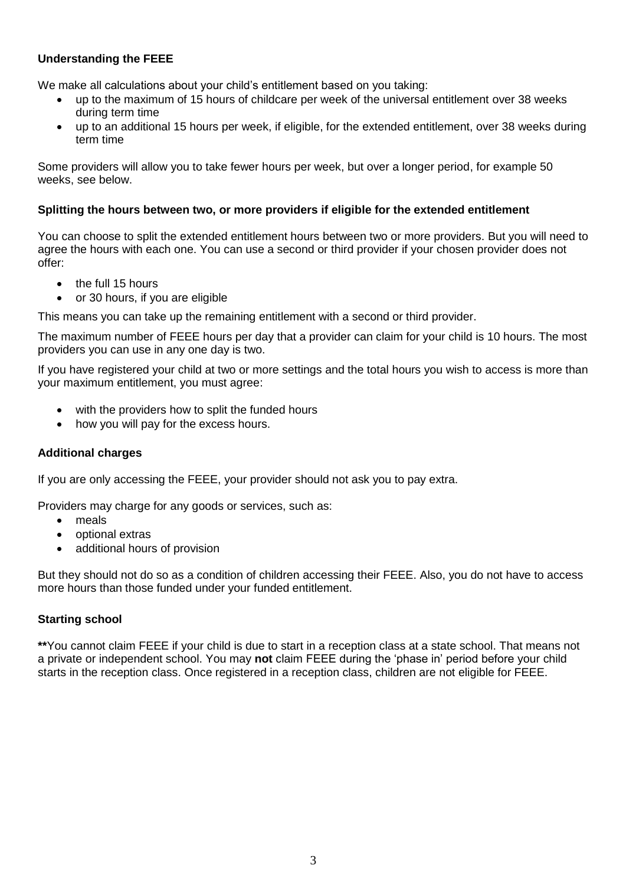### Understanding the FEEE

We make all calculations about your child's entitlement based on you taking:

- up to the maximum of 15 hours of childcare per week of the universal entitlement over 38 weeks during term time
- up to an additional 15 hours per week, if eligible, for the extended entitlement, over 38 weeks during term time

Some providers will allow you to take fewer hours per week, but over a longer period, for example 50 weeks, see below.

### Splitting the hours between two, or more providers if eligible for the extended entitlement

You can choose to split the extended entitlement hours between two or more providers. But you will need to agree the hours with each one. You can use a second or third provider if your chosen provider does not offer:

- the full 15 hours
- or 30 hours, if you are eligible

This means you can take up the remaining entitlement with a second or third provider.

The maximum number of FEEE hours per day that a provider can claim for your child is 10 hours. The most providers you can use in any one day is two.

If you have registered your child at two or more settings and the total hours you wish to access is more than your maximum entitlement, you must agree:

- with the providers how to split the funded hours
- how you will pay for the excess hours.

### Additional charges

If you are only accessing the FEEE, your provider should not ask you to pay extra.

Providers may charge for any goods or services, such as:

- meals
- optional extras
- additional hours of provision

But they should not do so as a condition of children accessing their FEEE. Also, you do not have to access more hours than those funded under your funded entitlement.

### Starting school

**\*\***You cannot claim FEEE if your child is due to start in a reception class at a state school. That means not a private or independent school. You may **not** claim FEEE during the 'phase in' period before your child starts in the reception class. Once registered in a reception class, children are not eligible for FEEE.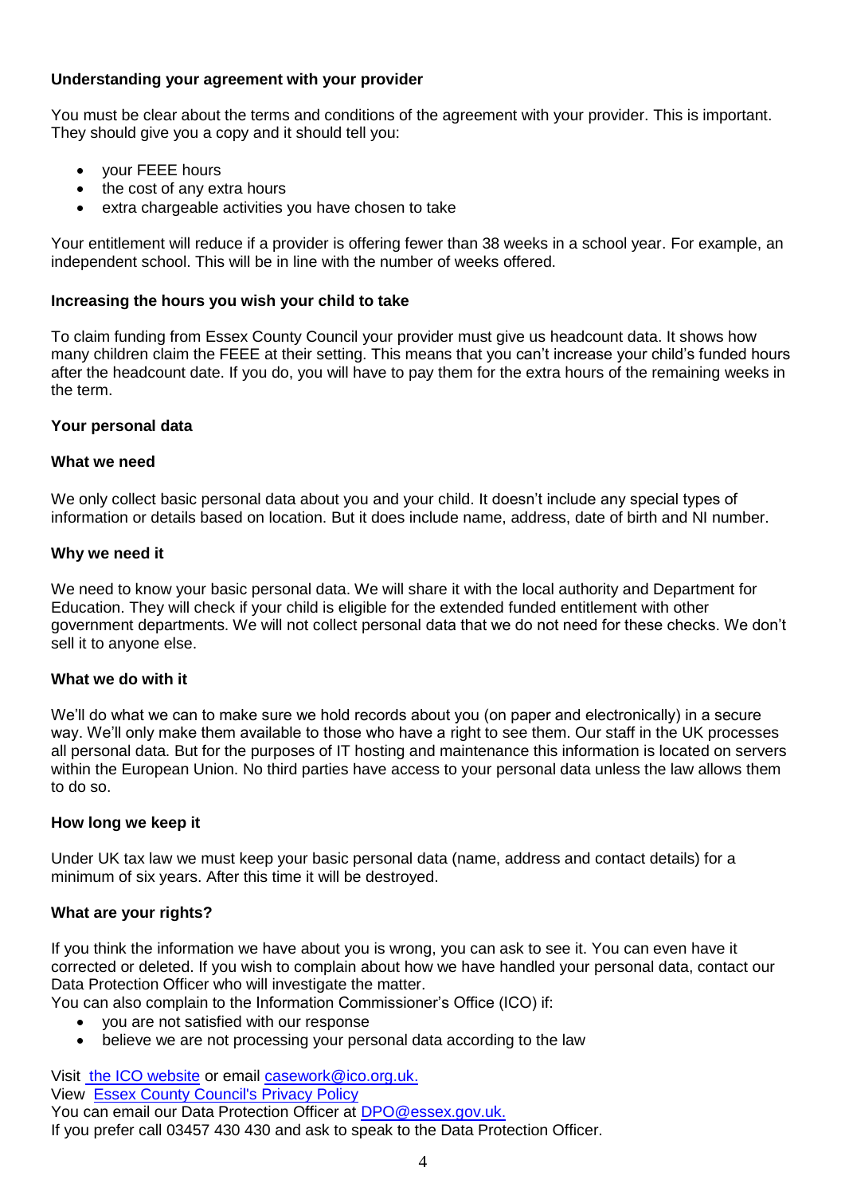**Understanding your agreement with your provider**

You must be clear about the terms and conditions of the agreement with your provider. This is important. They should give you a copy and it should tell you:

- your FEEE hours
- the cost of any extra hours
- extra chargeable activities you have chosen to take

Your entitlement will reduce if a provider is offering fewer than 38 weeks in a school year. For example, an independent school. This will be in line with the number of weeks offered.

**Increasing the hours you wish your child to take**

To claim funding from Essex County Council your provider must give us headcount data. It shows how many children claim the FEEE at their setting. This means that you can't increase your child's funded hours after the headcount date. If you do, you will have to pay them for the extra hours of the remaining weeks in the term.

**Your personal data**

**What we need**

We only collect basic personal data about you and your child. It doesn't include any special types of information or details based on location. But it does include name, address, date of birth and NI number.

**Why we need it**

We need to know your basic personal data. We will share it with the local authority and Department for Education. They will check if your child is eligible for the extended funded entitlement with other government departments. We will not collect personal data that we do not need for these checks. We don't sell it to anyone else.

**What we do with it**

We'll do what we can to make sure we hold records about you (on paper and electronically) in a secure way. We'll only make them available to those who have a right to see them. Our staff in the UK processes all personal data. But for the purposes of IT hosting and maintenance this information is located on servers within the European Union. No third parties have access to your personal data unless the law allows them to do so.

**How long we keep it**

Under UK tax law we must keep your basic personal data (name, address and contact details) for a minimum of six years. After this time it will be destroyed.

**What are your rights?**

If you think the information we have about you is wrong, you can ask to see it. You can even have it corrected or deleted. If you wish to complain about how we have handled your personal data, contact our Data Protection Officer who will investigate the matter.
You can also complain to the Information Commissioner's Office (ICO) if:

- you are not satisfied with our response
- believe we are not processing your personal data according to the law

Visit the ICO website or email casework@ico.org.uk.
View Essex County Council's Privacy Policy
You can email our Data Protection Officer at DPO@essex.gov.uk.
If you prefer call 03457 430 430 and ask to speak to the Data Protection Officer.